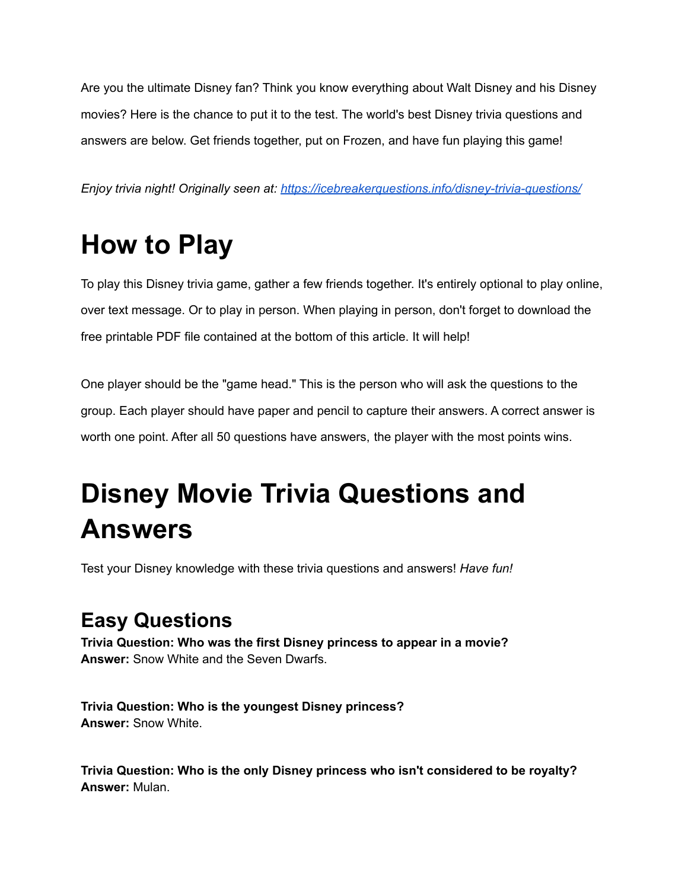Are you the ultimate Disney fan? Think you know everything about Walt Disney and his Disney movies? Here is the chance to put it to the test. The world's best Disney trivia questions and answers are below. Get friends together, put on Frozen, and have fun playing this game!

*Enjoy trivia night! Originally seen at: [https://icebreakerquestions.info/disney-trivia-questions/](https://icebreakerquestions.info/disney-trivia-questions/)*

# How to Play

To play this Disney trivia game, gather a few friends together. It's entirely optional to play online, over text message. Or to play in person. When playing in person, don't forget to download the free printable PDF file contained at the bottom of this article. It will help!

One player should be the "game head." This is the person who will ask the questions to the group. Each player should have paper and pencil to capture their answers. A correct answer is worth one point. After all 50 questions have answers, the player with the most points wins.

# Disney Movie Trivia Questions and Answers

Test your Disney knowledge with these trivia questions and answers! *Have fun!*

## Easy Questions

**Trivia Question: Who was the first Disney princess to appear in a movie?**
**Answer:** Snow White and the Seven Dwarfs.

**Trivia Question: Who is the youngest Disney princess?**
**Answer:** Snow White.

**Trivia Question: Who is the only Disney princess who isn't considered to be royalty?**
**Answer:** Mulan.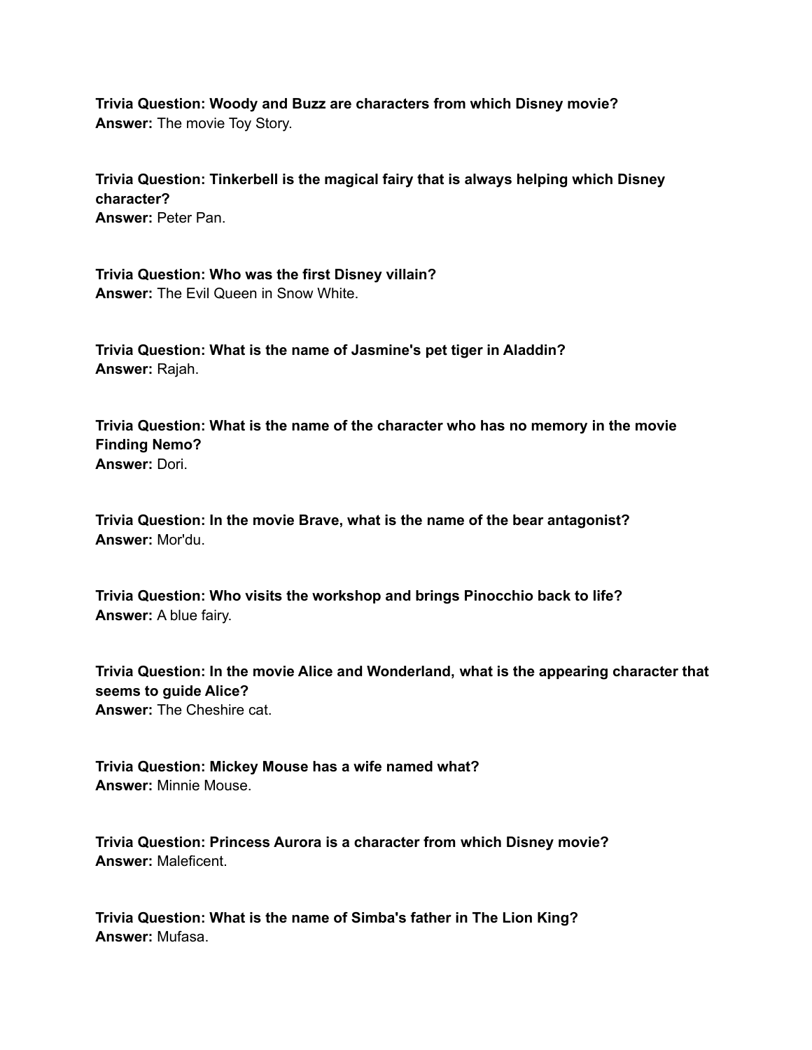**Trivia Question: Woody and Buzz are characters from which Disney movie?**
**Answer:** The movie Toy Story.

**Trivia Question: Tinkerbell is the magical fairy that is always helping which Disney character?**
**Answer:** Peter Pan.

**Trivia Question: Who was the first Disney villain?**
**Answer:** The Evil Queen in Snow White.

**Trivia Question: What is the name of Jasmine's pet tiger in Aladdin?**
**Answer:** Rajah.

**Trivia Question: What is the name of the character who has no memory in the movie Finding Nemo?**
**Answer:** Dori.

**Trivia Question: In the movie Brave, what is the name of the bear antagonist?**
**Answer:** Mor'du.

**Trivia Question: Who visits the workshop and brings Pinocchio back to life?**
**Answer:** A blue fairy.

**Trivia Question: In the movie Alice and Wonderland, what is the appearing character that seems to guide Alice?**
**Answer:** The Cheshire cat.

**Trivia Question: Mickey Mouse has a wife named what?**
**Answer:** Minnie Mouse.

**Trivia Question: Princess Aurora is a character from which Disney movie?**
**Answer:** Maleficent.

**Trivia Question: What is the name of Simba's father in The Lion King?**
**Answer:** Mufasa.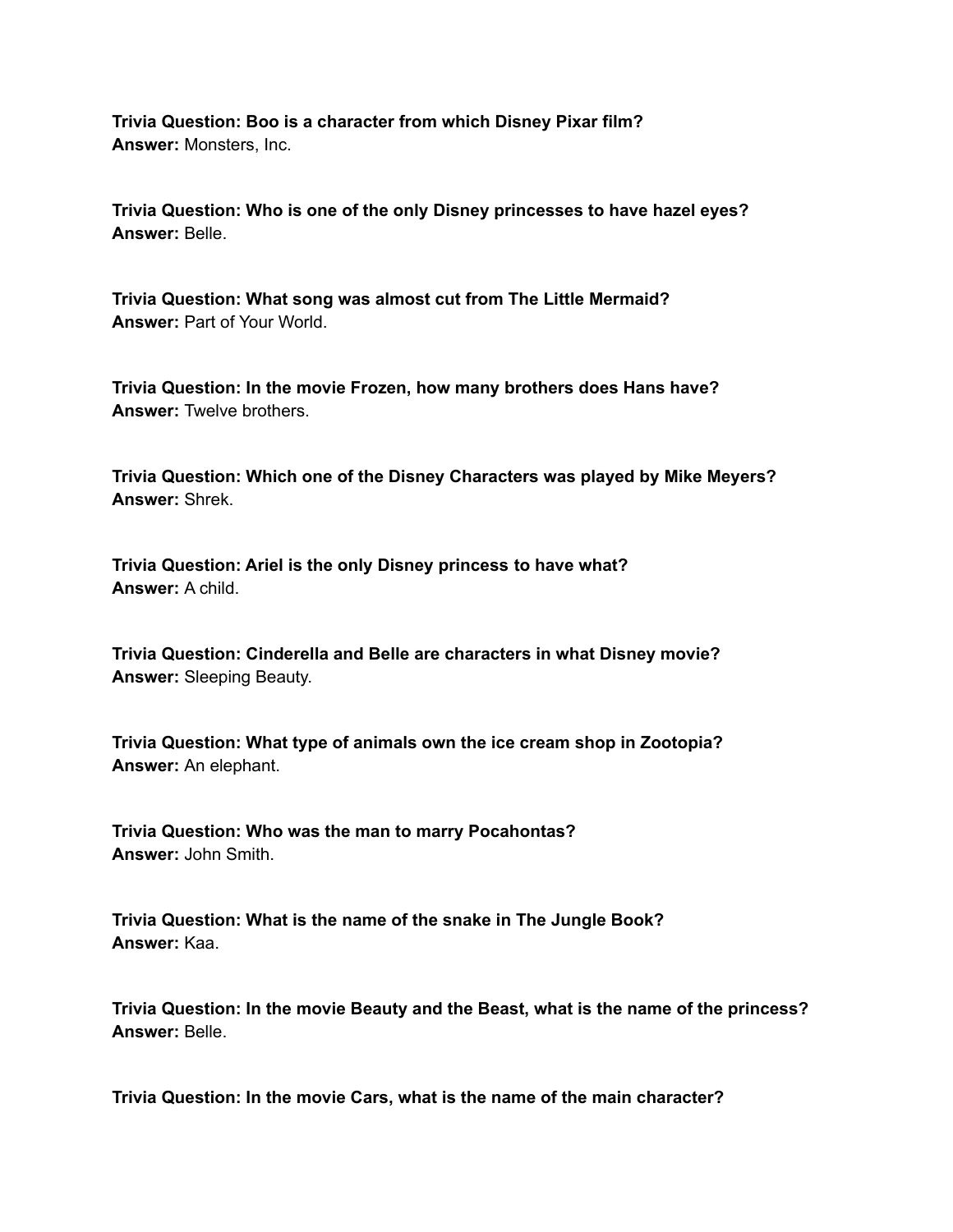**Trivia Question: Boo is a character from which Disney Pixar film?**
**Answer:** Monsters, Inc.

**Trivia Question: Who is one of the only Disney princesses to have hazel eyes?**
**Answer:** Belle.

**Trivia Question: What song was almost cut from The Little Mermaid?**
**Answer:** Part of Your World.

**Trivia Question: In the movie Frozen, how many brothers does Hans have?**
**Answer:** Twelve brothers.

**Trivia Question: Which one of the Disney Characters was played by Mike Meyers?**
**Answer:** Shrek.

**Trivia Question: Ariel is the only Disney princess to have what?**
**Answer:** A child.

**Trivia Question: Cinderella and Belle are characters in what Disney movie?**
**Answer:** Sleeping Beauty.

**Trivia Question: What type of animals own the ice cream shop in Zootopia?**
**Answer:** An elephant.

**Trivia Question: Who was the man to marry Pocahontas?**
**Answer:** John Smith.

**Trivia Question: What is the name of the snake in The Jungle Book?**
**Answer:** Kaa.

**Trivia Question: In the movie Beauty and the Beast, what is the name of the princess?**
**Answer:** Belle.

**Trivia Question: In the movie Cars, what is the name of the main character?**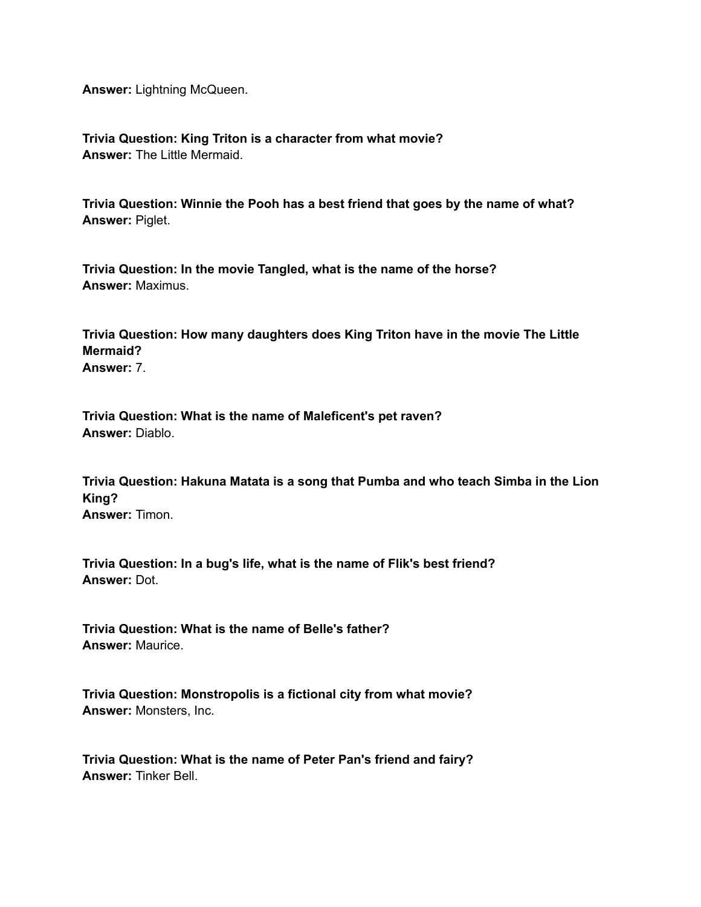**Answer:** Lightning McQueen.

**Trivia Question: King Triton is a character from what movie?**
**Answer:** The Little Mermaid.

**Trivia Question: Winnie the Pooh has a best friend that goes by the name of what?**
**Answer:** Piglet.

**Trivia Question: In the movie Tangled, what is the name of the horse?**
**Answer:** Maximus.

**Trivia Question: How many daughters does King Triton have in the movie The Little Mermaid?**
**Answer:** 7.

**Trivia Question: What is the name of Maleficent's pet raven?**
**Answer:** Diablo.

**Trivia Question: Hakuna Matata is a song that Pumba and who teach Simba in the Lion King?**
**Answer:** Timon.

**Trivia Question: In a bug's life, what is the name of Flik's best friend?**
**Answer:** Dot.

**Trivia Question: What is the name of Belle's father?**
**Answer:** Maurice.

**Trivia Question: Monstropolis is a fictional city from what movie?**
**Answer:** Monsters, Inc.

**Trivia Question: What is the name of Peter Pan's friend and fairy?**
**Answer:** Tinker Bell.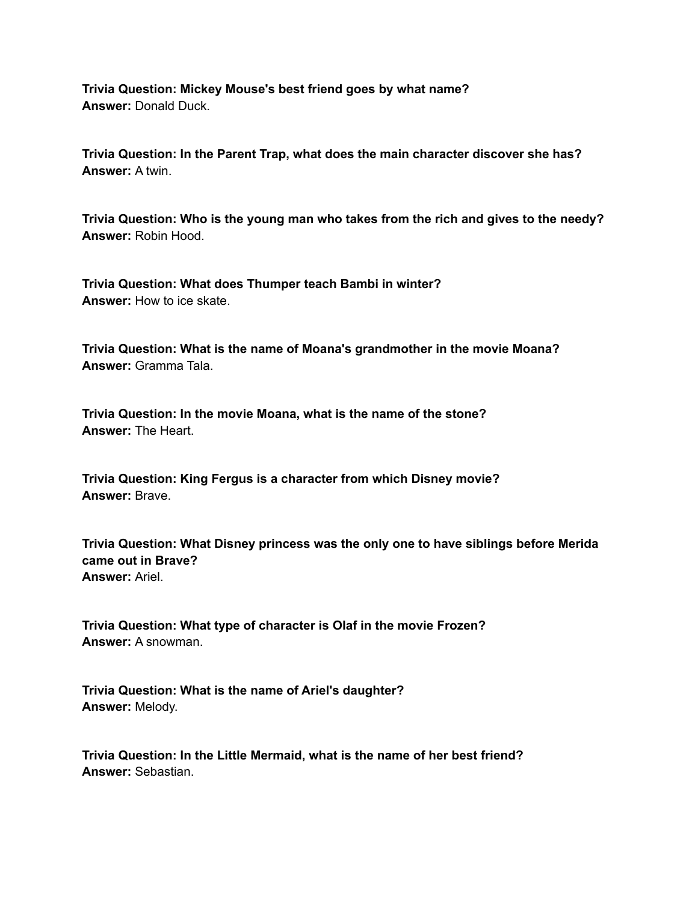**Trivia Question: Mickey Mouse's best friend goes by what name?**
**Answer:** Donald Duck.

**Trivia Question: In the Parent Trap, what does the main character discover she has?**
**Answer:** A twin.

**Trivia Question: Who is the young man who takes from the rich and gives to the needy?**
**Answer:** Robin Hood.

**Trivia Question: What does Thumper teach Bambi in winter?**
**Answer:** How to ice skate.

**Trivia Question: What is the name of Moana's grandmother in the movie Moana?**
**Answer:** Gramma Tala.

**Trivia Question: In the movie Moana, what is the name of the stone?**
**Answer:** The Heart.

**Trivia Question: King Fergus is a character from which Disney movie?**
**Answer:** Brave.

**Trivia Question: What Disney princess was the only one to have siblings before Merida came out in Brave?**
**Answer:** Ariel.

**Trivia Question: What type of character is Olaf in the movie Frozen?**
**Answer:** A snowman.

**Trivia Question: What is the name of Ariel's daughter?**
**Answer:** Melody.

**Trivia Question: In the Little Mermaid, what is the name of her best friend?**
**Answer:** Sebastian.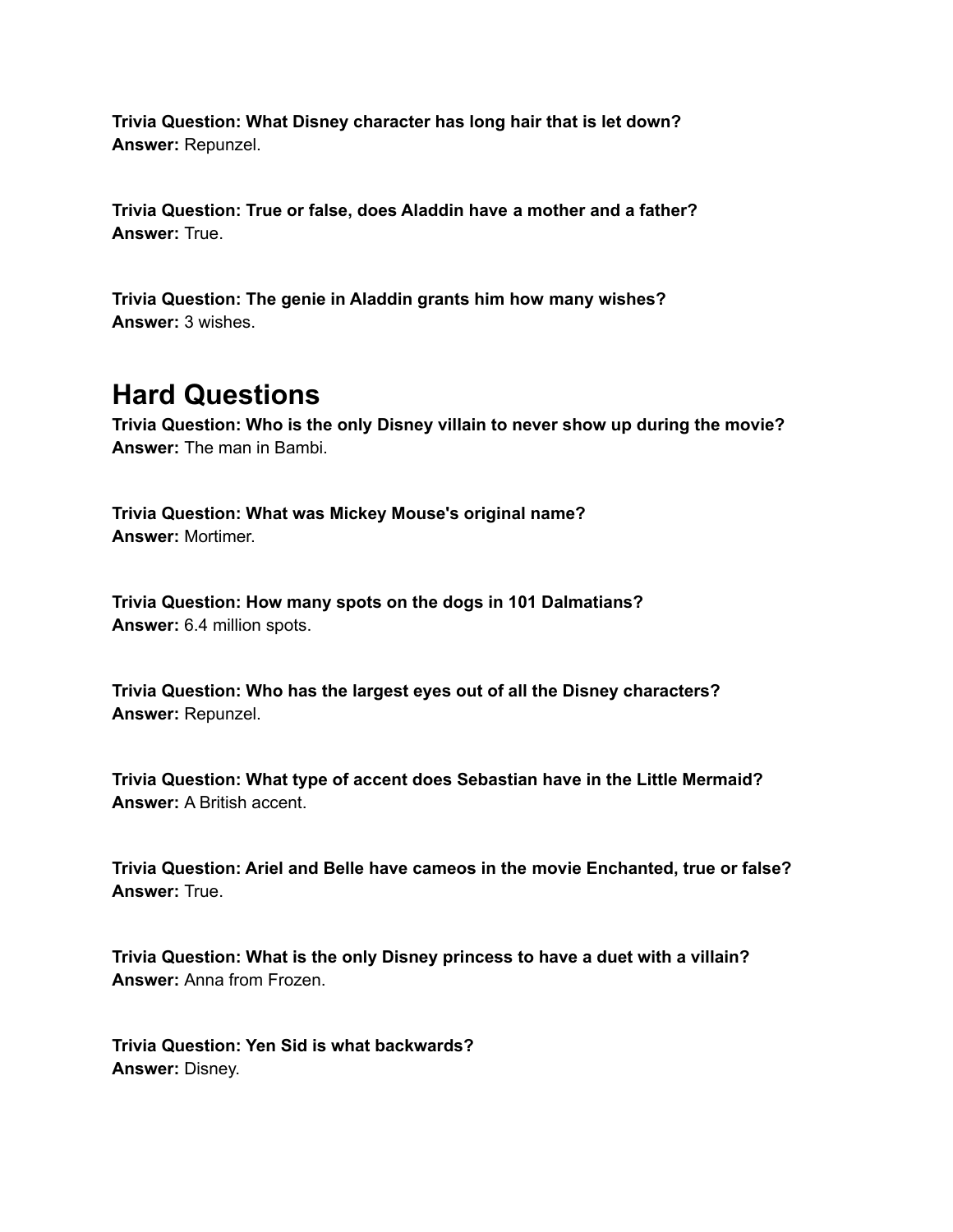**Trivia Question: What Disney character has long hair that is let down?**
**Answer:** Repunzel.

**Trivia Question: True or false, does Aladdin have a mother and a father?**
**Answer:** True.

**Trivia Question: The genie in Aladdin grants him how many wishes?**
**Answer:** 3 wishes.

## Hard Questions

**Trivia Question: Who is the only Disney villain to never show up during the movie?**
**Answer:** The man in Bambi.

**Trivia Question: What was Mickey Mouse's original name?**
**Answer:** Mortimer.

**Trivia Question: How many spots on the dogs in 101 Dalmatians?**
**Answer:** 6.4 million spots.

**Trivia Question: Who has the largest eyes out of all the Disney characters?**
**Answer:** Repunzel.

**Trivia Question: What type of accent does Sebastian have in the Little Mermaid?**
**Answer:** A British accent.

**Trivia Question: Ariel and Belle have cameos in the movie Enchanted, true or false?**
**Answer:** True.

**Trivia Question: What is the only Disney princess to have a duet with a villain?**
**Answer:** Anna from Frozen.

**Trivia Question: Yen Sid is what backwards?**
**Answer:** Disney.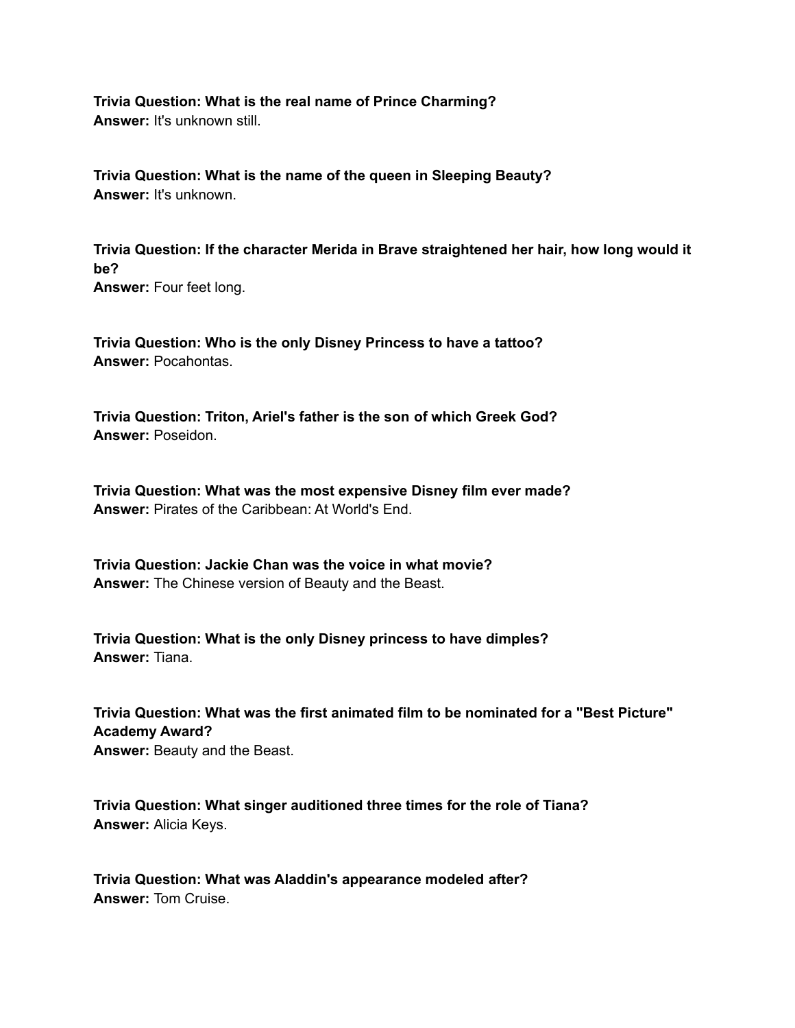**Trivia Question: What is the real name of Prince Charming?**
**Answer:** It's unknown still.

**Trivia Question: What is the name of the queen in Sleeping Beauty?**
**Answer:** It's unknown.

**Trivia Question: If the character Merida in Brave straightened her hair, how long would it be?**
**Answer:** Four feet long.

**Trivia Question: Who is the only Disney Princess to have a tattoo?**
**Answer:** Pocahontas.

**Trivia Question: Triton, Ariel's father is the son of which Greek God?**
**Answer:** Poseidon.

**Trivia Question: What was the most expensive Disney film ever made?**
**Answer:** Pirates of the Caribbean: At World's End.

**Trivia Question: Jackie Chan was the voice in what movie?**
**Answer:** The Chinese version of Beauty and the Beast.

**Trivia Question: What is the only Disney princess to have dimples?**
**Answer:** Tiana.

**Trivia Question: What was the first animated film to be nominated for a "Best Picture" Academy Award?**
**Answer:** Beauty and the Beast.

**Trivia Question: What singer auditioned three times for the role of Tiana?**
**Answer:** Alicia Keys.

**Trivia Question: What was Aladdin's appearance modeled after?**
**Answer:** Tom Cruise.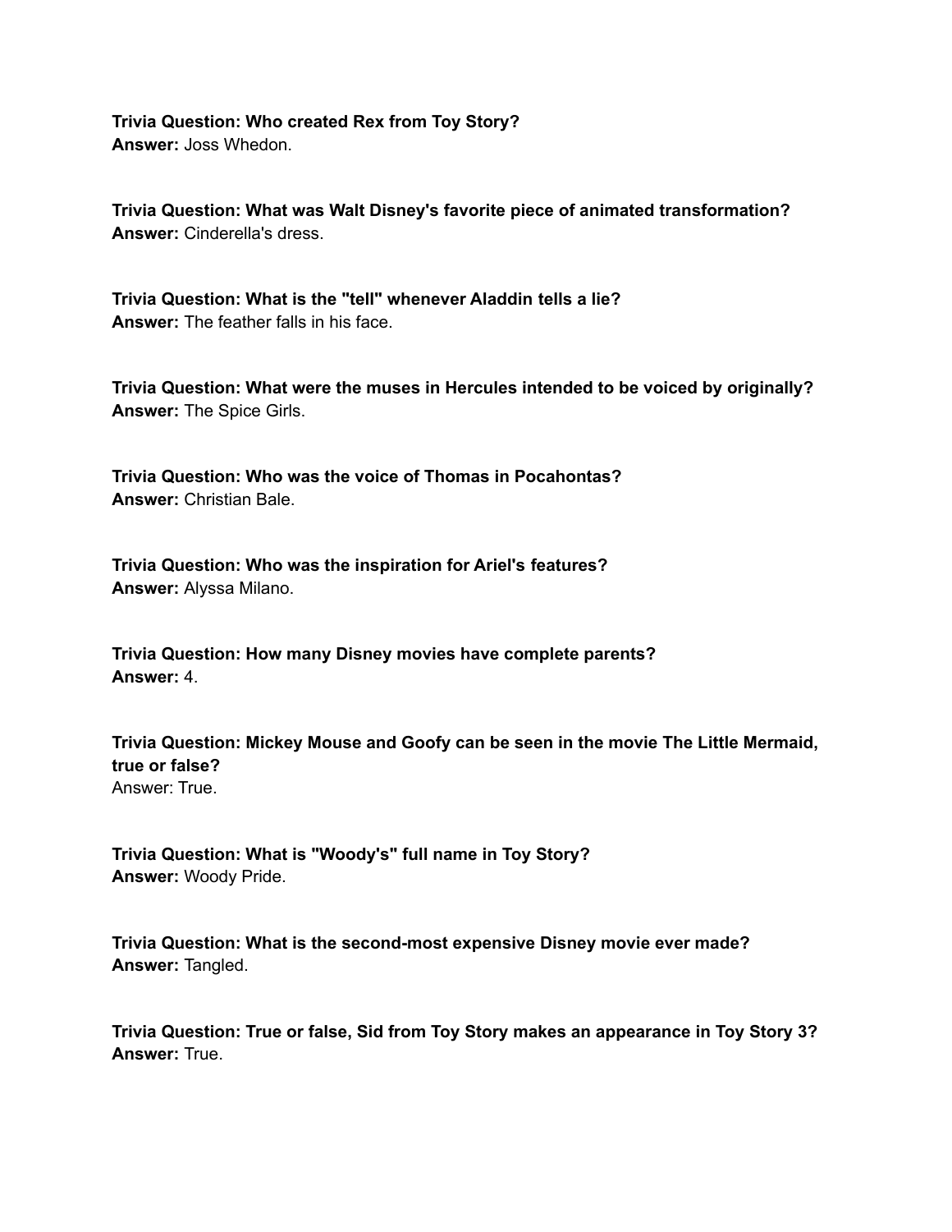**Trivia Question: Who created Rex from Toy Story?**
**Answer:** Joss Whedon.

**Trivia Question: What was Walt Disney's favorite piece of animated transformation?**
**Answer:** Cinderella's dress.

**Trivia Question: What is the "tell" whenever Aladdin tells a lie?**
**Answer:** The feather falls in his face.

**Trivia Question: What were the muses in Hercules intended to be voiced by originally?**
**Answer:** The Spice Girls.

**Trivia Question: Who was the voice of Thomas in Pocahontas?**
**Answer:** Christian Bale.

**Trivia Question: Who was the inspiration for Ariel's features?**
**Answer:** Alyssa Milano.

**Trivia Question: How many Disney movies have complete parents?**
**Answer:** 4.

**Trivia Question: Mickey Mouse and Goofy can be seen in the movie The Little Mermaid, true or false?**
Answer: True.

**Trivia Question: What is "Woody's" full name in Toy Story?**
**Answer:** Woody Pride.

**Trivia Question: What is the second-most expensive Disney movie ever made?**
**Answer:** Tangled.

**Trivia Question: True or false, Sid from Toy Story makes an appearance in Toy Story 3?**
**Answer:** True.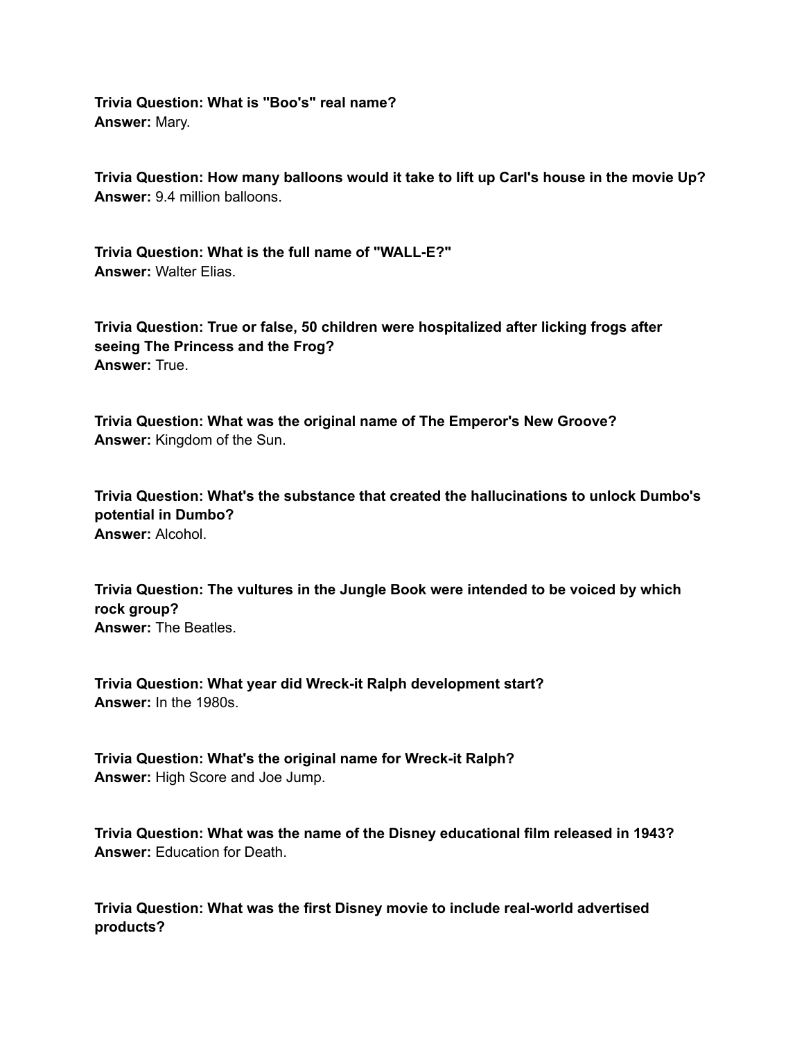**Trivia Question: What is "Boo's" real name?**
**Answer:** Mary.

**Trivia Question: How many balloons would it take to lift up Carl's house in the movie Up?**
**Answer:** 9.4 million balloons.

**Trivia Question: What is the full name of "WALL-E?"**
**Answer:** Walter Elias.

**Trivia Question: True or false, 50 children were hospitalized after licking frogs after seeing The Princess and the Frog?**
**Answer:** True.

**Trivia Question: What was the original name of The Emperor's New Groove?**
**Answer:** Kingdom of the Sun.

**Trivia Question: What's the substance that created the hallucinations to unlock Dumbo's potential in Dumbo?**
**Answer:** Alcohol.

**Trivia Question: The vultures in the Jungle Book were intended to be voiced by which rock group?**
**Answer:** The Beatles.

**Trivia Question: What year did Wreck-it Ralph development start?**
**Answer:** In the 1980s.

**Trivia Question: What's the original name for Wreck-it Ralph?**
**Answer:** High Score and Joe Jump.

**Trivia Question: What was the name of the Disney educational film released in 1943?**
**Answer:** Education for Death.

**Trivia Question: What was the first Disney movie to include real-world advertised products?**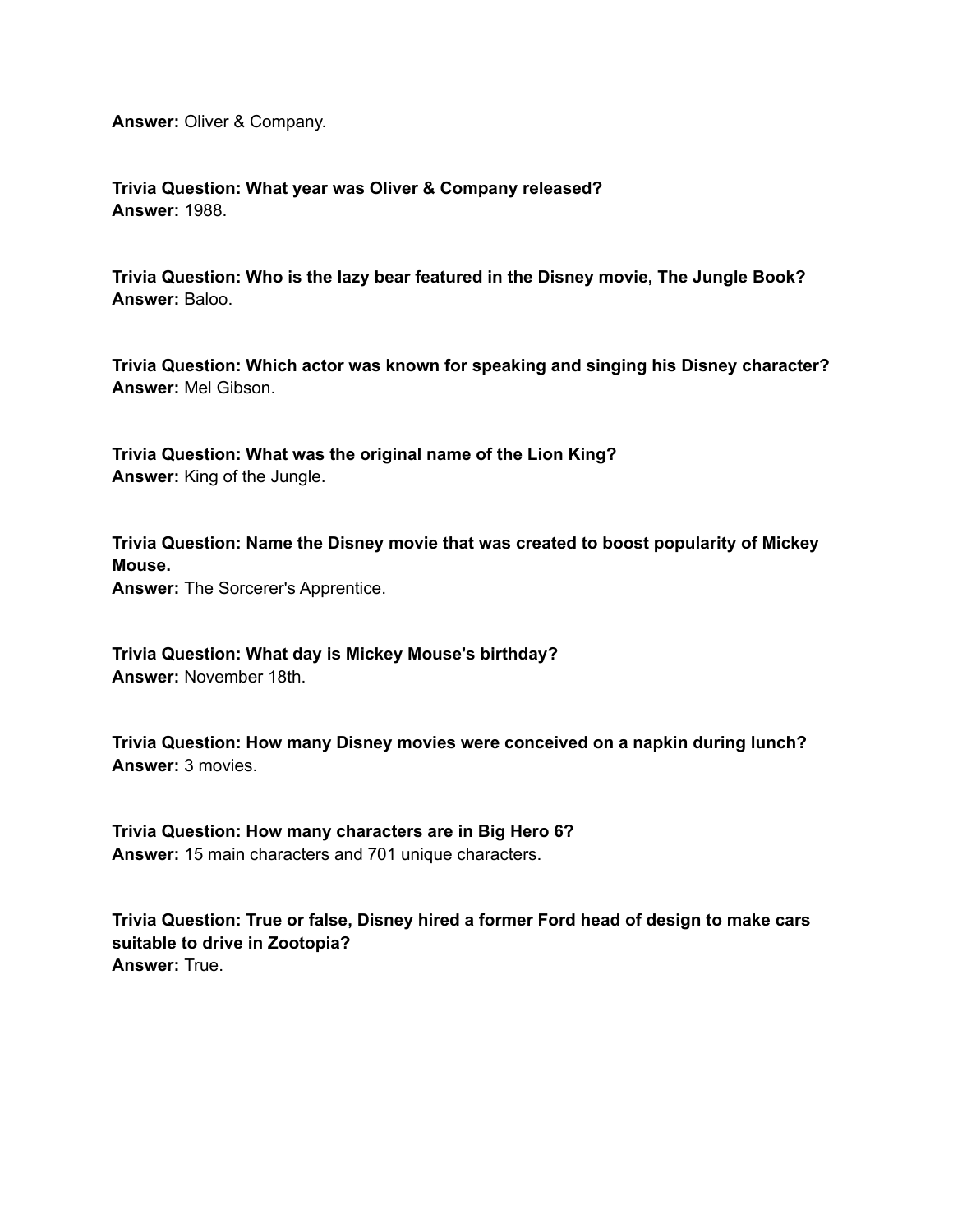**Answer:** Oliver & Company.

**Trivia Question: What year was Oliver & Company released?**
**Answer:** 1988.

**Trivia Question: Who is the lazy bear featured in the Disney movie, The Jungle Book?**
**Answer:** Baloo.

**Trivia Question: Which actor was known for speaking and singing his Disney character?**
**Answer:** Mel Gibson.

**Trivia Question: What was the original name of the Lion King?**
**Answer:** King of the Jungle.

**Trivia Question: Name the Disney movie that was created to boost popularity of Mickey Mouse.**
**Answer:** The Sorcerer's Apprentice.

**Trivia Question: What day is Mickey Mouse's birthday?**
**Answer:** November 18th.

**Trivia Question: How many Disney movies were conceived on a napkin during lunch?**
**Answer:** 3 movies.

**Trivia Question: How many characters are in Big Hero 6?**
**Answer:** 15 main characters and 701 unique characters.

**Trivia Question: True or false, Disney hired a former Ford head of design to make cars suitable to drive in Zootopia?**
**Answer:** True.